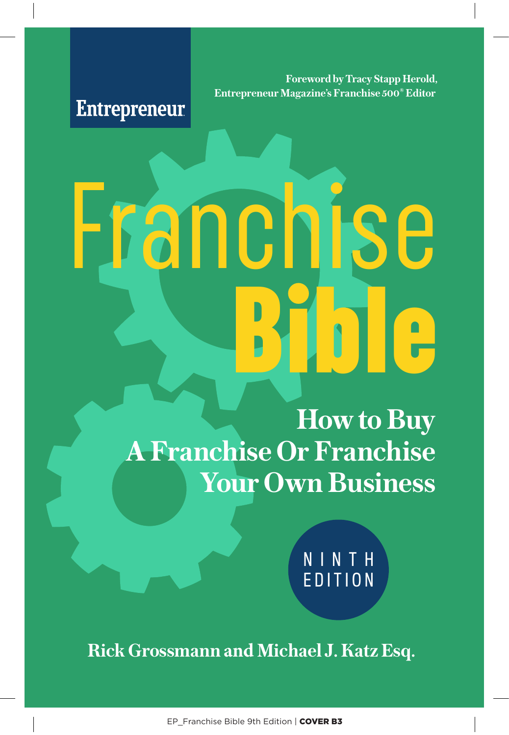Entrepreneur

Foreword by Tracy Stapp Herold,
Entrepreneur Magazine's Franchise 500® Editor

# Franchise Bible

## How to Buy A Franchise Or Franchise Your Own Business

NINTH EDITION

**Rick Grossmann and Michael J. Katz Esq.**

EP_Franchise Bible 9th Edition | **COVER B3**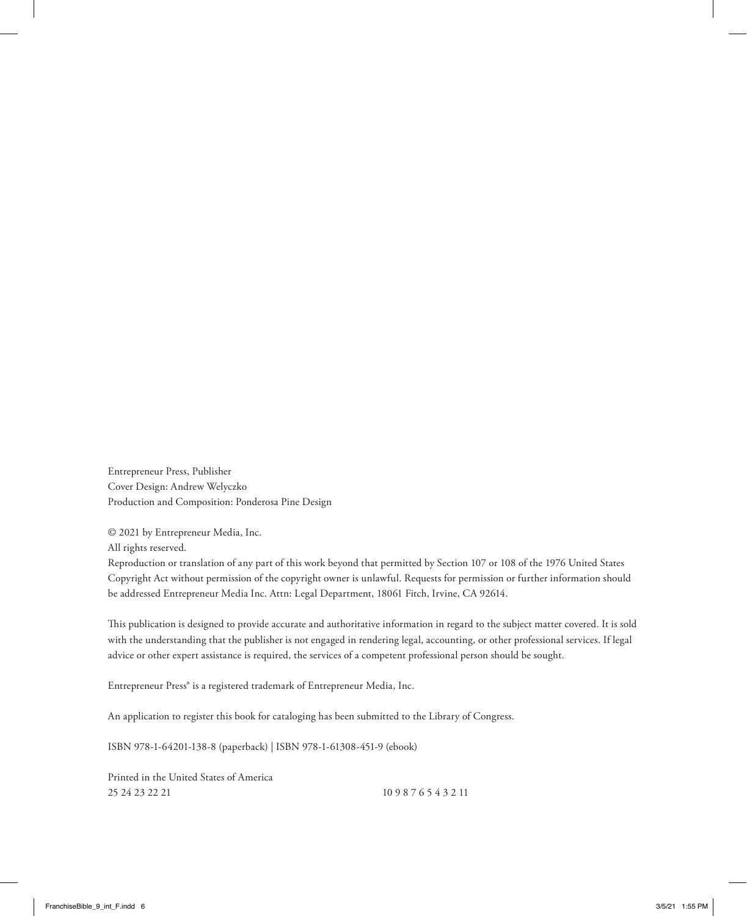Entrepreneur Press, Publisher
Cover Design: Andrew Welyczko
Production and Composition: Ponderosa Pine Design

© 2021 by Entrepreneur Media, Inc.
All rights reserved.
Reproduction or translation of any part of this work beyond that permitted by Section 107 or 108 of the 1976 United States Copyright Act without permission of the copyright owner is unlawful. Requests for permission or further information should be addressed Entrepreneur Media Inc. Attn: Legal Department, 18061 Fitch, Irvine, CA 92614.

This publication is designed to provide accurate and authoritative information in regard to the subject matter covered. It is sold with the understanding that the publisher is not engaged in rendering legal, accounting, or other professional services. If legal advice or other expert assistance is required, the services of a competent professional person should be sought.

Entrepreneur Press® is a registered trademark of Entrepreneur Media, Inc.

An application to register this book for cataloging has been submitted to the Library of Congress.

ISBN 978-1-64201-138-8 (paperback) | ISBN 978-1-61308-451-9 (ebook)

Printed in the United States of America
25 24 23 22 21 10 9 8 7 6 5 4 3 2 1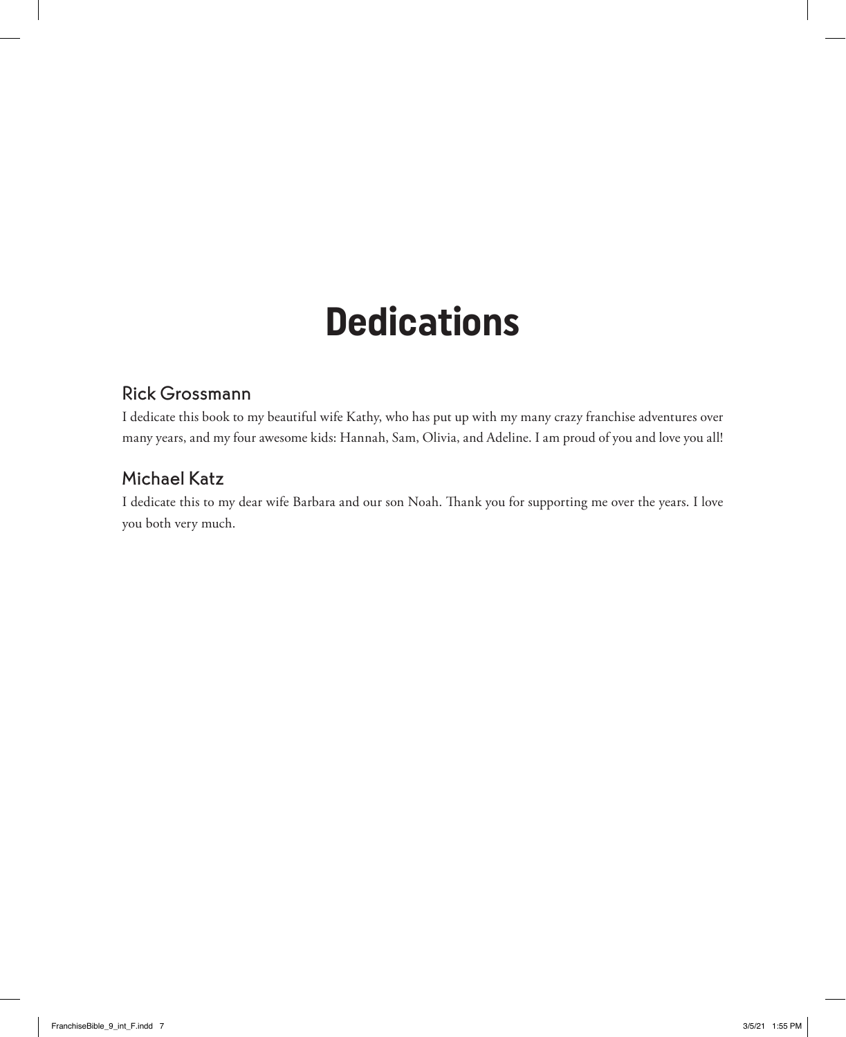# Dedications

## Rick Grossmann

I dedicate this book to my beautiful wife Kathy, who has put up with my many crazy franchise adventures over many years, and my four awesome kids: Hannah, Sam, Olivia, and Adeline. I am proud of you and love you all!

## Michael Katz

I dedicate this to my dear wife Barbara and our son Noah. Thank you for supporting me over the years. I love you both very much.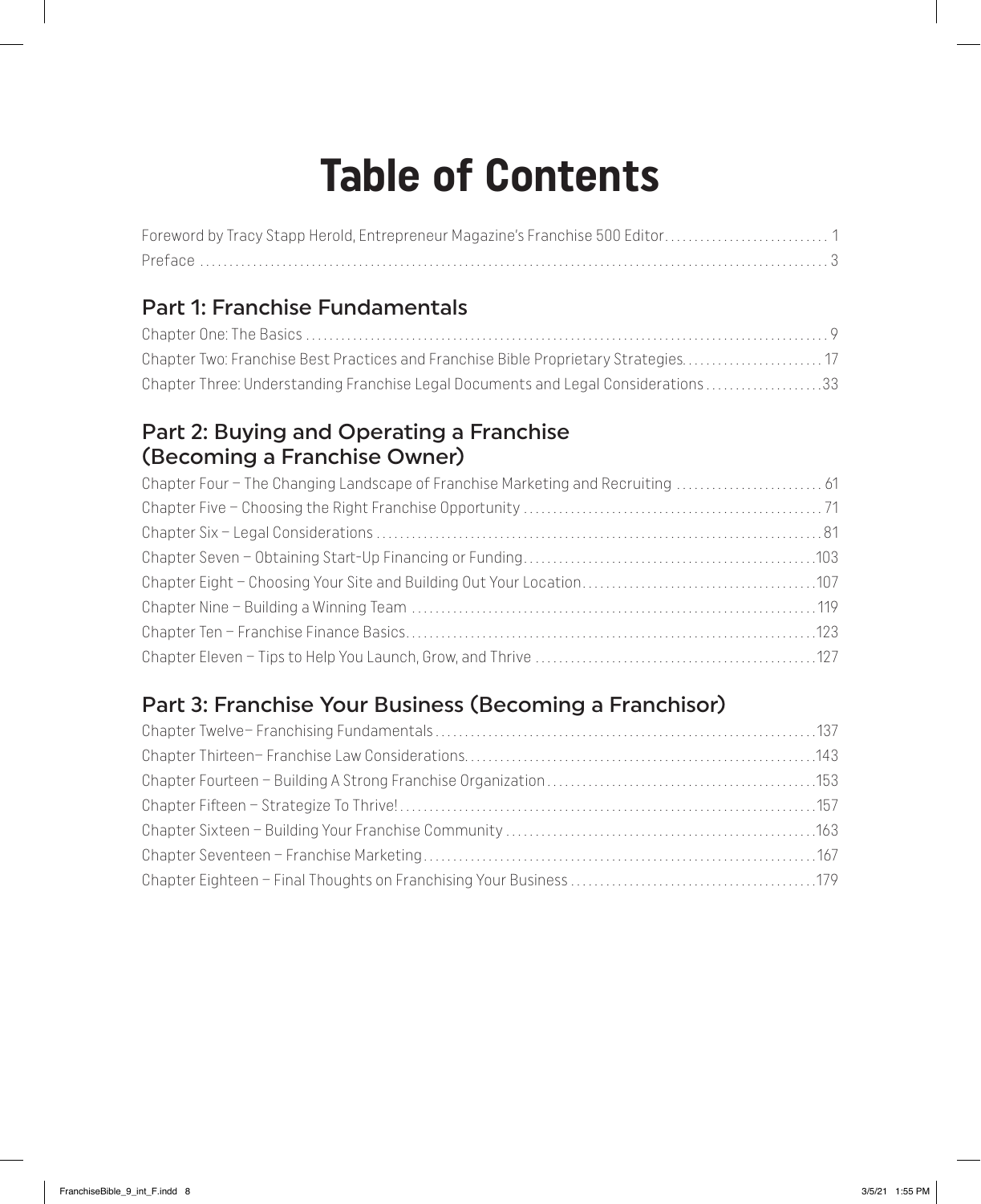# Table of Contents

Foreword by Tracy Stapp Herold, Entrepreneur Magazine's Franchise 500 Editor ... 1
Preface ... 3

## Part 1: Franchise Fundamentals

Chapter One: The Basics ... 9
Chapter Two: Franchise Best Practices and Franchise Bible Proprietary Strategies ... 17
Chapter Three: Understanding Franchise Legal Documents and Legal Considerations ... 33

## Part 2: Buying and Operating a Franchise (Becoming a Franchise Owner)

Chapter Four – The Changing Landscape of Franchise Marketing and Recruiting ... 61
Chapter Five – Choosing the Right Franchise Opportunity ... 71
Chapter Six – Legal Considerations ... 81
Chapter Seven – Obtaining Start-Up Financing or Funding ... 103
Chapter Eight – Choosing Your Site and Building Out Your Location ... 107
Chapter Nine – Building a Winning Team ... 119
Chapter Ten – Franchise Finance Basics ... 123
Chapter Eleven – Tips to Help You Launch, Grow, and Thrive ... 127

## Part 3: Franchise Your Business (Becoming a Franchisor)

Chapter Twelve– Franchising Fundamentals ... 137
Chapter Thirteen– Franchise Law Considerations ... 143
Chapter Fourteen – Building A Strong Franchise Organization ... 153
Chapter Fifteen – Strategize To Thrive! ... 157
Chapter Sixteen – Building Your Franchise Community ... 163
Chapter Seventeen – Franchise Marketing ... 167
Chapter Eighteen – Final Thoughts on Franchising Your Business ... 179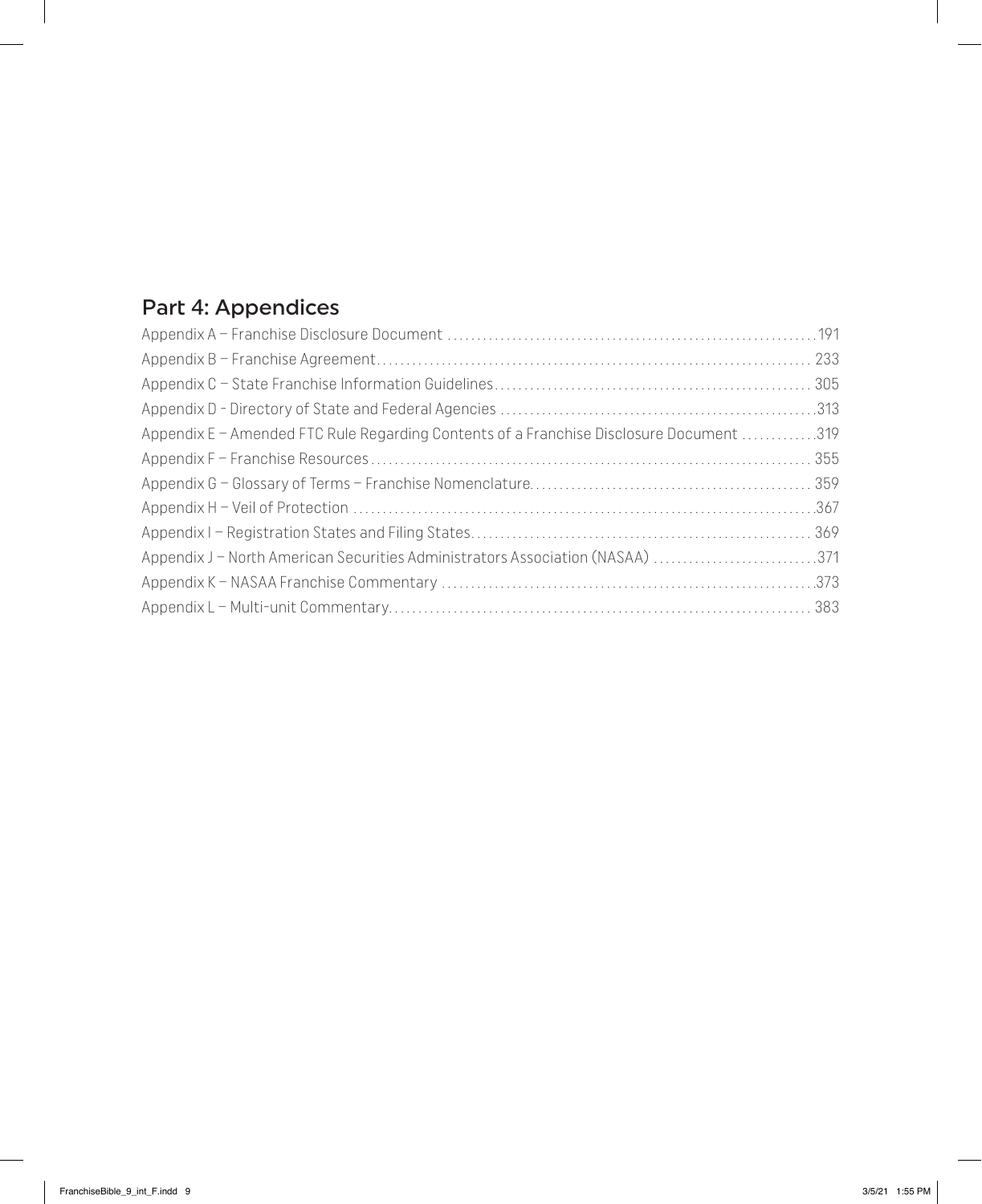## Part 4: Appendices

Appendix A – Franchise Disclosure Document .......................................................... 191
Appendix B – Franchise Agreement.......................................................................... 233
Appendix C – State Franchise Information Guidelines................................................. 305
Appendix D - Directory of State and Federal Agencies .................................................313
Appendix E – Amended FTC Rule Regarding Contents of a Franchise Disclosure Document .............319
Appendix F – Franchise Resources.......................................................................... 355
Appendix G – Glossary of Terms – Franchise Nomenclature.............................................. 359
Appendix H – Veil of Protection ............................................................................367
Appendix I – Registration States and Filing States......................................................... 369
Appendix J – North American Securities Administrators Association (NASAA) ..........................371
Appendix K – NASAA Franchise Commentary ...............................................................373
Appendix L – Multi-unit Commentary........................................................................ 383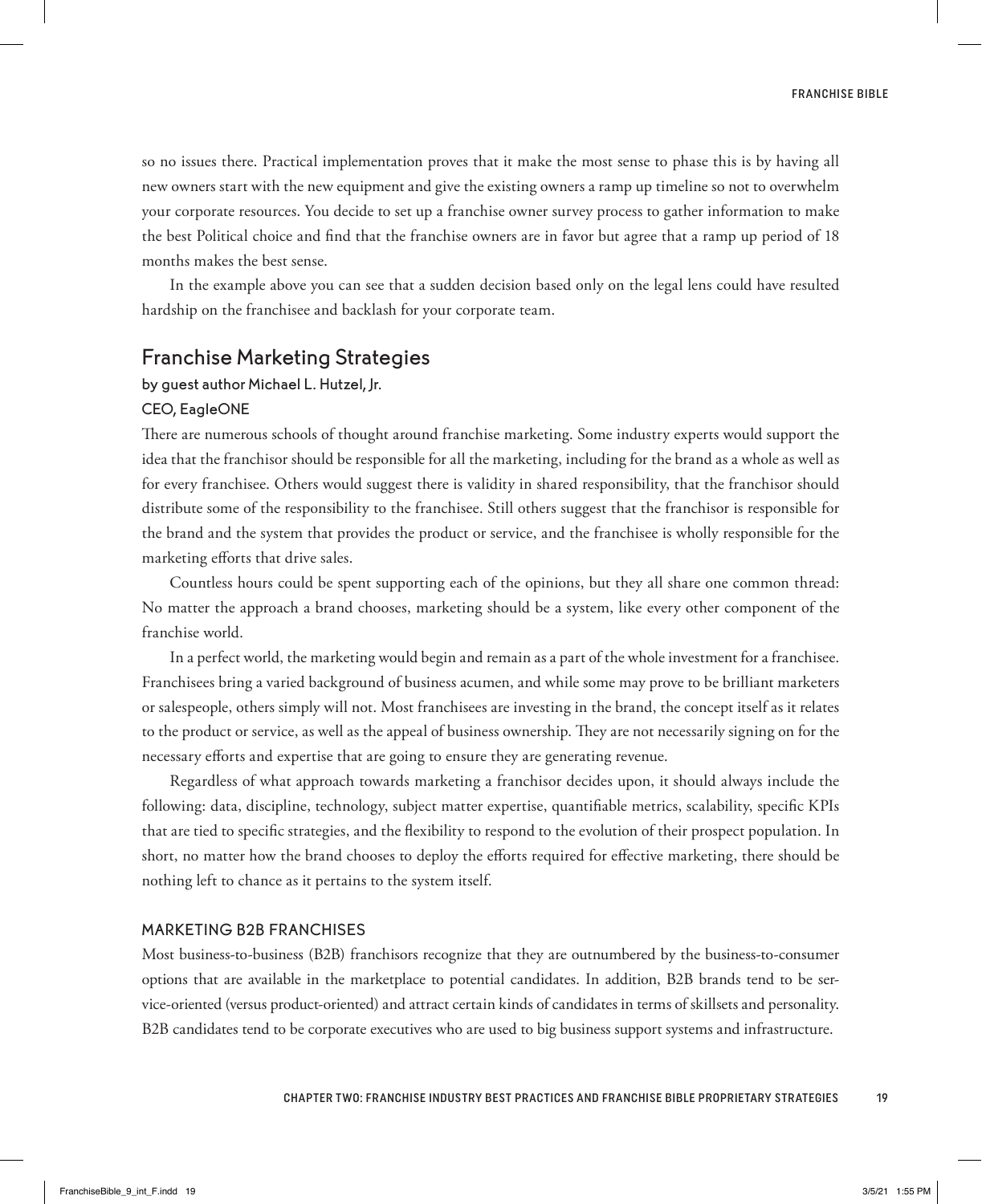so no issues there. Practical implementation proves that it make the most sense to phase this is by having all new owners start with the new equipment and give the existing owners a ramp up timeline so not to overwhelm your corporate resources. You decide to set up a franchise owner survey process to gather information to make the best Political choice and find that the franchise owners are in favor but agree that a ramp up period of 18 months makes the best sense.

In the example above you can see that a sudden decision based only on the legal lens could have resulted hardship on the franchisee and backlash for your corporate team.

## Franchise Marketing Strategies

by guest author Michael L. Hutzel, Jr.

CEO, EagleONE

There are numerous schools of thought around franchise marketing. Some industry experts would support the idea that the franchisor should be responsible for all the marketing, including for the brand as a whole as well as for every franchisee. Others would suggest there is validity in shared responsibility, that the franchisor should distribute some of the responsibility to the franchisee. Still others suggest that the franchisor is responsible for the brand and the system that provides the product or service, and the franchisee is wholly responsible for the marketing efforts that drive sales.

Countless hours could be spent supporting each of the opinions, but they all share one common thread: No matter the approach a brand chooses, marketing should be a system, like every other component of the franchise world.

In a perfect world, the marketing would begin and remain as a part of the whole investment for a franchisee. Franchisees bring a varied background of business acumen, and while some may prove to be brilliant marketers or salespeople, others simply will not. Most franchisees are investing in the brand, the concept itself as it relates to the product or service, as well as the appeal of business ownership. They are not necessarily signing on for the necessary efforts and expertise that are going to ensure they are generating revenue.

Regardless of what approach towards marketing a franchisor decides upon, it should always include the following: data, discipline, technology, subject matter expertise, quantifiable metrics, scalability, specific KPIs that are tied to specific strategies, and the flexibility to respond to the evolution of their prospect population. In short, no matter how the brand chooses to deploy the efforts required for effective marketing, there should be nothing left to chance as it pertains to the system itself.

### MARKETING B2B FRANCHISES

Most business-to-business (B2B) franchisors recognize that they are outnumbered by the business-to-consumer options that are available in the marketplace to potential candidates. In addition, B2B brands tend to be service-oriented (versus product-oriented) and attract certain kinds of candidates in terms of skillsets and personality. B2B candidates tend to be corporate executives who are used to big business support systems and infrastructure.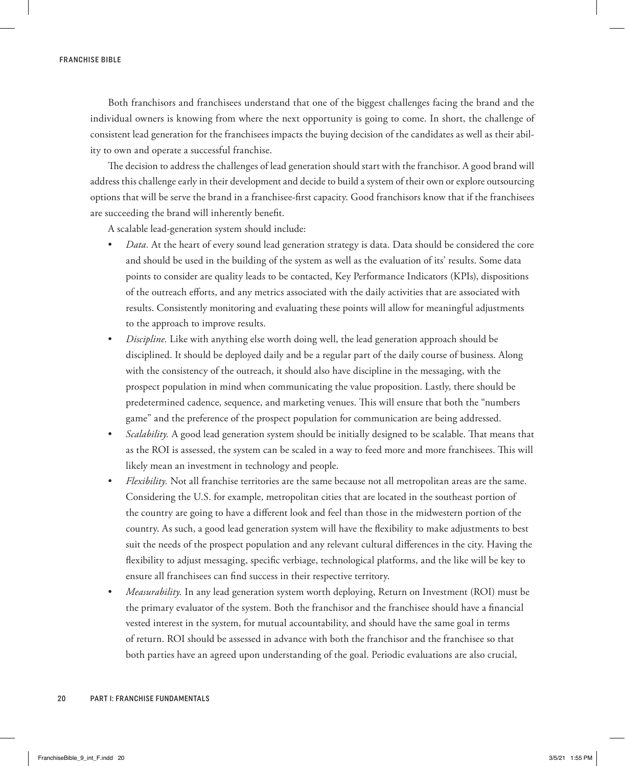Both franchisors and franchisees understand that one of the biggest challenges facing the brand and the individual owners is knowing from where the next opportunity is going to come. In short, the challenge of consistent lead generation for the franchisees impacts the buying decision of the candidates as well as their ability to own and operate a successful franchise.

The decision to address the challenges of lead generation should start with the franchisor. A good brand will address this challenge early in their development and decide to build a system of their own or explore outsourcing options that will be serve the brand in a franchisee-first capacity. Good franchisors know that if the franchisees are succeeding the brand will inherently benefit.

A scalable lead-generation system should include:

- *Data.* At the heart of every sound lead generation strategy is data. Data should be considered the core and should be used in the building of the system as well as the evaluation of its' results. Some data points to consider are quality leads to be contacted, Key Performance Indicators (KPIs), dispositions of the outreach efforts, and any metrics associated with the daily activities that are associated with results. Consistently monitoring and evaluating these points will allow for meaningful adjustments to the approach to improve results.
- *Discipline.* Like with anything else worth doing well, the lead generation approach should be disciplined. It should be deployed daily and be a regular part of the daily course of business. Along with the consistency of the outreach, it should also have discipline in the messaging, with the prospect population in mind when communicating the value proposition. Lastly, there should be predetermined cadence, sequence, and marketing venues. This will ensure that both the "numbers game" and the preference of the prospect population for communication are being addressed.
- *Scalability.* A good lead generation system should be initially designed to be scalable. That means that as the ROI is assessed, the system can be scaled in a way to feed more and more franchisees. This will likely mean an investment in technology and people.
- *Flexibility.* Not all franchise territories are the same because not all metropolitan areas are the same. Considering the U.S. for example, metropolitan cities that are located in the southeast portion of the country are going to have a different look and feel than those in the midwestern portion of the country. As such, a good lead generation system will have the flexibility to make adjustments to best suit the needs of the prospect population and any relevant cultural differences in the city. Having the flexibility to adjust messaging, specific verbiage, technological platforms, and the like will be key to ensure all franchisees can find success in their respective territory.
- *Measurability.* In any lead generation system worth deploying, Return on Investment (ROI) must be the primary evaluator of the system. Both the franchisor and the franchisee should have a financial vested interest in the system, for mutual accountability, and should have the same goal in terms of return. ROI should be assessed in advance with both the franchisor and the franchisee so that both parties have an agreed upon understanding of the goal. Periodic evaluations are also crucial,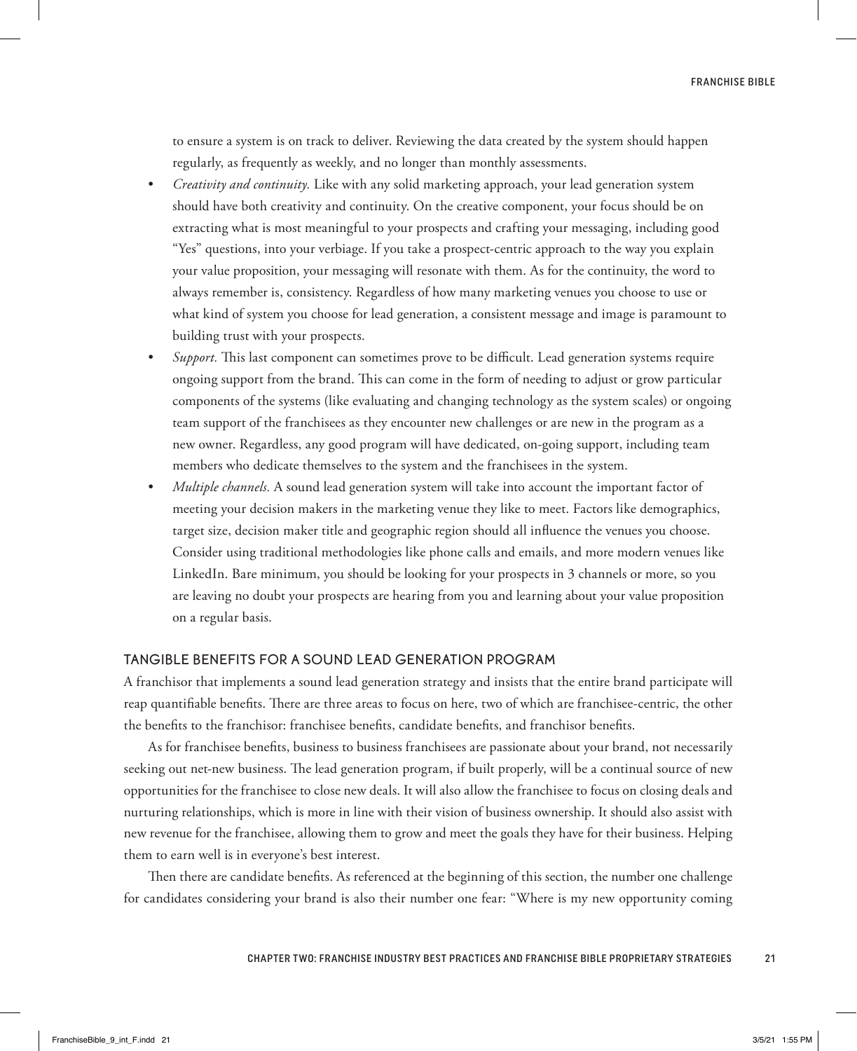to ensure a system is on track to deliver. Reviewing the data created by the system should happen regularly, as frequently as weekly, and no longer than monthly assessments.

- *Creativity and continuity.* Like with any solid marketing approach, your lead generation system should have both creativity and continuity. On the creative component, your focus should be on extracting what is most meaningful to your prospects and crafting your messaging, including good "Yes" questions, into your verbiage. If you take a prospect-centric approach to the way you explain your value proposition, your messaging will resonate with them. As for the continuity, the word to always remember is, consistency. Regardless of how many marketing venues you choose to use or what kind of system you choose for lead generation, a consistent message and image is paramount to building trust with your prospects.
- *Support.* This last component can sometimes prove to be difficult. Lead generation systems require ongoing support from the brand. This can come in the form of needing to adjust or grow particular components of the systems (like evaluating and changing technology as the system scales) or ongoing team support of the franchisees as they encounter new challenges or are new in the program as a new owner. Regardless, any good program will have dedicated, on-going support, including team members who dedicate themselves to the system and the franchisees in the system.
- *Multiple channels.* A sound lead generation system will take into account the important factor of meeting your decision makers in the marketing venue they like to meet. Factors like demographics, target size, decision maker title and geographic region should all influence the venues you choose. Consider using traditional methodologies like phone calls and emails, and more modern venues like LinkedIn. Bare minimum, you should be looking for your prospects in 3 channels or more, so you are leaving no doubt your prospects are hearing from you and learning about your value proposition on a regular basis.

## TANGIBLE BENEFITS FOR A SOUND LEAD GENERATION PROGRAM

A franchisor that implements a sound lead generation strategy and insists that the entire brand participate will reap quantifiable benefits. There are three areas to focus on here, two of which are franchisee-centric, the other the benefits to the franchisor: franchisee benefits, candidate benefits, and franchisor benefits.

As for franchisee benefits, business to business franchisees are passionate about your brand, not necessarily seeking out net-new business. The lead generation program, if built properly, will be a continual source of new opportunities for the franchisee to close new deals. It will also allow the franchisee to focus on closing deals and nurturing relationships, which is more in line with their vision of business ownership. It should also assist with new revenue for the franchisee, allowing them to grow and meet the goals they have for their business. Helping them to earn well is in everyone's best interest.

Then there are candidate benefits. As referenced at the beginning of this section, the number one challenge for candidates considering your brand is also their number one fear: "Where is my new opportunity coming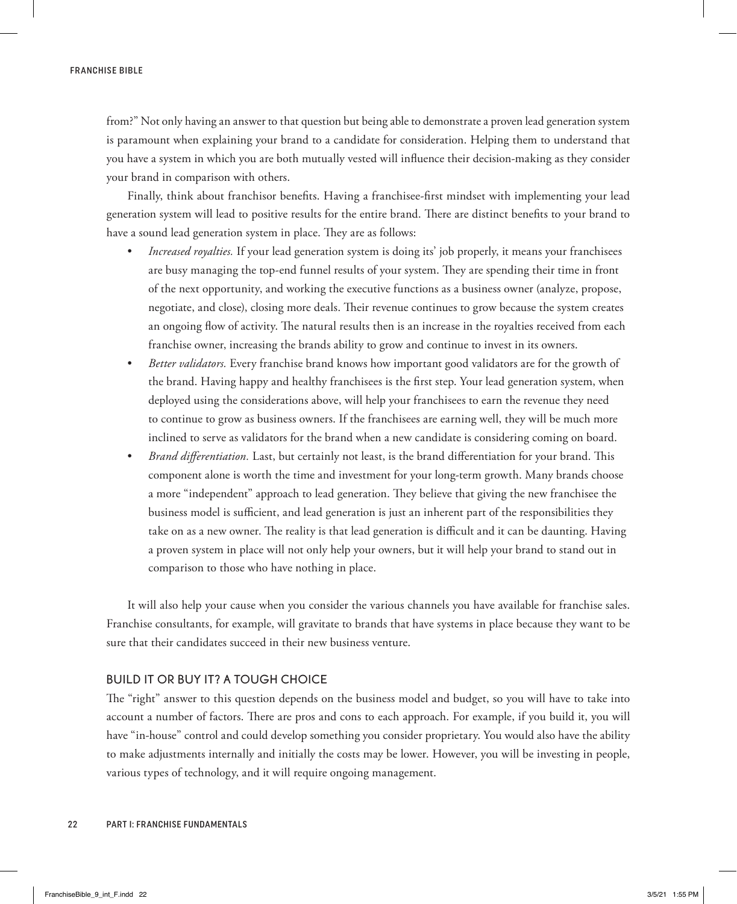from?" Not only having an answer to that question but being able to demonstrate a proven lead generation system is paramount when explaining your brand to a candidate for consideration. Helping them to understand that you have a system in which you are both mutually vested will influence their decision-making as they consider your brand in comparison with others.

Finally, think about franchisor benefits. Having a franchisee-first mindset with implementing your lead generation system will lead to positive results for the entire brand. There are distinct benefits to your brand to have a sound lead generation system in place. They are as follows:

- *Increased royalties.* If your lead generation system is doing its' job properly, it means your franchisees are busy managing the top-end funnel results of your system. They are spending their time in front of the next opportunity, and working the executive functions as a business owner (analyze, propose, negotiate, and close), closing more deals. Their revenue continues to grow because the system creates an ongoing flow of activity. The natural results then is an increase in the royalties received from each franchise owner, increasing the brands ability to grow and continue to invest in its owners.
- *Better validators.* Every franchise brand knows how important good validators are for the growth of the brand. Having happy and healthy franchisees is the first step. Your lead generation system, when deployed using the considerations above, will help your franchisees to earn the revenue they need to continue to grow as business owners. If the franchisees are earning well, they will be much more inclined to serve as validators for the brand when a new candidate is considering coming on board.
- *Brand differentiation.* Last, but certainly not least, is the brand differentiation for your brand. This component alone is worth the time and investment for your long-term growth. Many brands choose a more "independent" approach to lead generation. They believe that giving the new franchisee the business model is sufficient, and lead generation is just an inherent part of the responsibilities they take on as a new owner. The reality is that lead generation is difficult and it can be daunting. Having a proven system in place will not only help your owners, but it will help your brand to stand out in comparison to those who have nothing in place.

It will also help your cause when you consider the various channels you have available for franchise sales. Franchise consultants, for example, will gravitate to brands that have systems in place because they want to be sure that their candidates succeed in their new business venture.

## BUILD IT OR BUY IT? A TOUGH CHOICE

The "right" answer to this question depends on the business model and budget, so you will have to take into account a number of factors. There are pros and cons to each approach. For example, if you build it, you will have "in-house" control and could develop something you consider proprietary. You would also have the ability to make adjustments internally and initially the costs may be lower. However, you will be investing in people, various types of technology, and it will require ongoing management.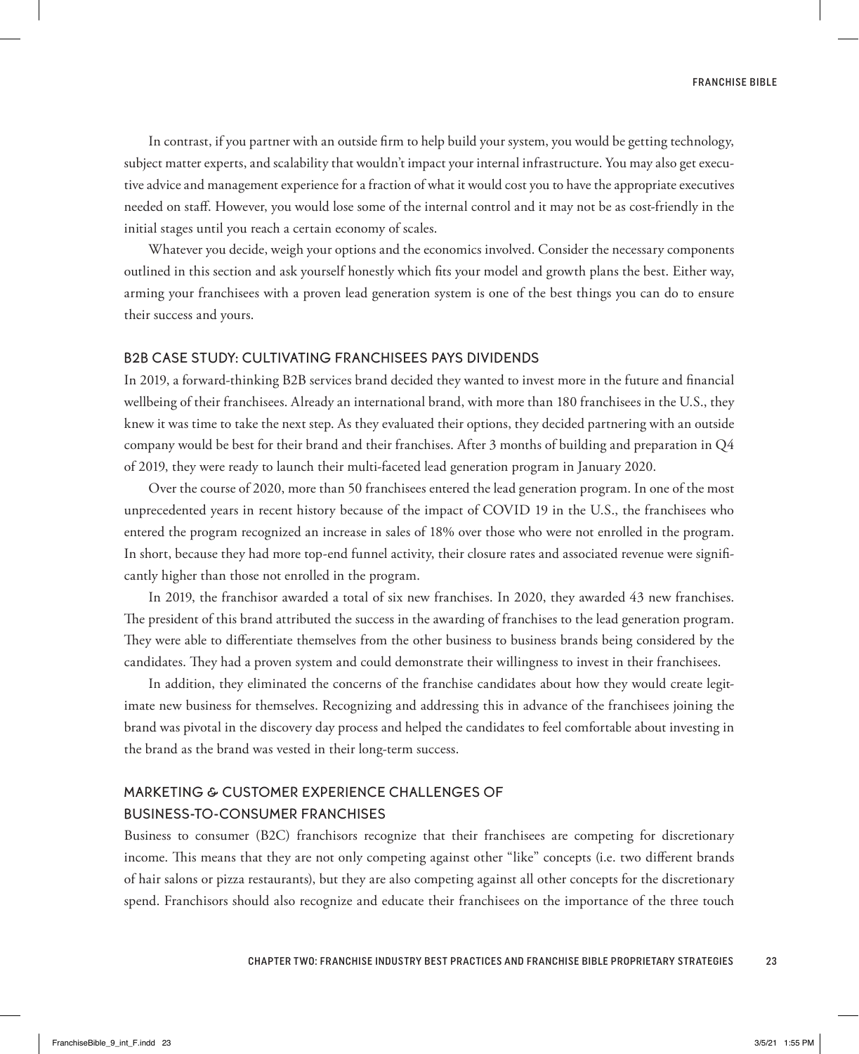In contrast, if you partner with an outside firm to help build your system, you would be getting technology, subject matter experts, and scalability that wouldn't impact your internal infrastructure. You may also get executive advice and management experience for a fraction of what it would cost you to have the appropriate executives needed on staff. However, you would lose some of the internal control and it may not be as cost-friendly in the initial stages until you reach a certain economy of scales.

Whatever you decide, weigh your options and the economics involved. Consider the necessary components outlined in this section and ask yourself honestly which fits your model and growth plans the best. Either way, arming your franchisees with a proven lead generation system is one of the best things you can do to ensure their success and yours.

## B2B CASE STUDY: CULTIVATING FRANCHISEES PAYS DIVIDENDS

In 2019, a forward-thinking B2B services brand decided they wanted to invest more in the future and financial wellbeing of their franchisees. Already an international brand, with more than 180 franchisees in the U.S., they knew it was time to take the next step. As they evaluated their options, they decided partnering with an outside company would be best for their brand and their franchises. After 3 months of building and preparation in Q4 of 2019, they were ready to launch their multi-faceted lead generation program in January 2020.

Over the course of 2020, more than 50 franchisees entered the lead generation program. In one of the most unprecedented years in recent history because of the impact of COVID 19 in the U.S., the franchisees who entered the program recognized an increase in sales of 18% over those who were not enrolled in the program. In short, because they had more top-end funnel activity, their closure rates and associated revenue were significantly higher than those not enrolled in the program.

In 2019, the franchisor awarded a total of six new franchises. In 2020, they awarded 43 new franchises. The president of this brand attributed the success in the awarding of franchises to the lead generation program. They were able to differentiate themselves from the other business to business brands being considered by the candidates. They had a proven system and could demonstrate their willingness to invest in their franchisees.

In addition, they eliminated the concerns of the franchise candidates about how they would create legitimate new business for themselves. Recognizing and addressing this in advance of the franchisees joining the brand was pivotal in the discovery day process and helped the candidates to feel comfortable about investing in the brand as the brand was vested in their long-term success.

## MARKETING & CUSTOMER EXPERIENCE CHALLENGES OF BUSINESS-TO-CONSUMER FRANCHISES

Business to consumer (B2C) franchisors recognize that their franchisees are competing for discretionary income. This means that they are not only competing against other "like" concepts (i.e. two different brands of hair salons or pizza restaurants), but they are also competing against all other concepts for the discretionary spend. Franchisors should also recognize and educate their franchisees on the importance of the three touch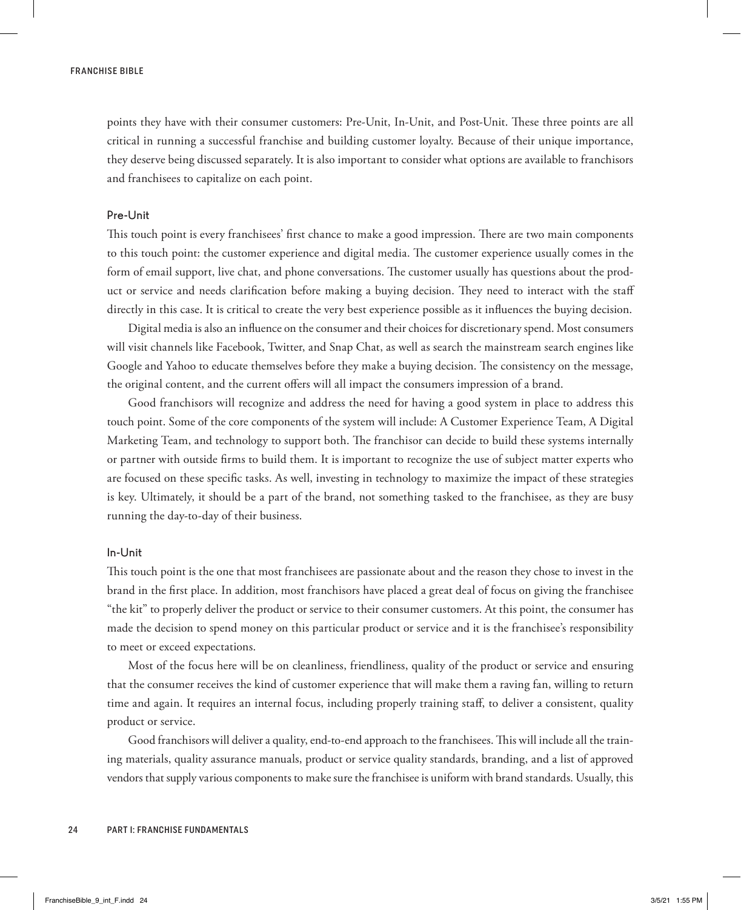points they have with their consumer customers: Pre-Unit, In-Unit, and Post-Unit. These three points are all critical in running a successful franchise and building customer loyalty. Because of their unique importance, they deserve being discussed separately. It is also important to consider what options are available to franchisors and franchisees to capitalize on each point.

### Pre-Unit

This touch point is every franchisees' first chance to make a good impression. There are two main components to this touch point: the customer experience and digital media. The customer experience usually comes in the form of email support, live chat, and phone conversations. The customer usually has questions about the product or service and needs clarification before making a buying decision. They need to interact with the staff directly in this case. It is critical to create the very best experience possible as it influences the buying decision.

Digital media is also an influence on the consumer and their choices for discretionary spend. Most consumers will visit channels like Facebook, Twitter, and Snap Chat, as well as search the mainstream search engines like Google and Yahoo to educate themselves before they make a buying decision. The consistency on the message, the original content, and the current offers will all impact the consumers impression of a brand.

Good franchisors will recognize and address the need for having a good system in place to address this touch point. Some of the core components of the system will include: A Customer Experience Team, A Digital Marketing Team, and technology to support both. The franchisor can decide to build these systems internally or partner with outside firms to build them. It is important to recognize the use of subject matter experts who are focused on these specific tasks. As well, investing in technology to maximize the impact of these strategies is key. Ultimately, it should be a part of the brand, not something tasked to the franchisee, as they are busy running the day-to-day of their business.

### In-Unit

This touch point is the one that most franchisees are passionate about and the reason they chose to invest in the brand in the first place. In addition, most franchisors have placed a great deal of focus on giving the franchisee "the kit" to properly deliver the product or service to their consumer customers. At this point, the consumer has made the decision to spend money on this particular product or service and it is the franchisee's responsibility to meet or exceed expectations.

Most of the focus here will be on cleanliness, friendliness, quality of the product or service and ensuring that the consumer receives the kind of customer experience that will make them a raving fan, willing to return time and again. It requires an internal focus, including properly training staff, to deliver a consistent, quality product or service.

Good franchisors will deliver a quality, end-to-end approach to the franchisees. This will include all the training materials, quality assurance manuals, product or service quality standards, branding, and a list of approved vendors that supply various components to make sure the franchisee is uniform with brand standards. Usually, this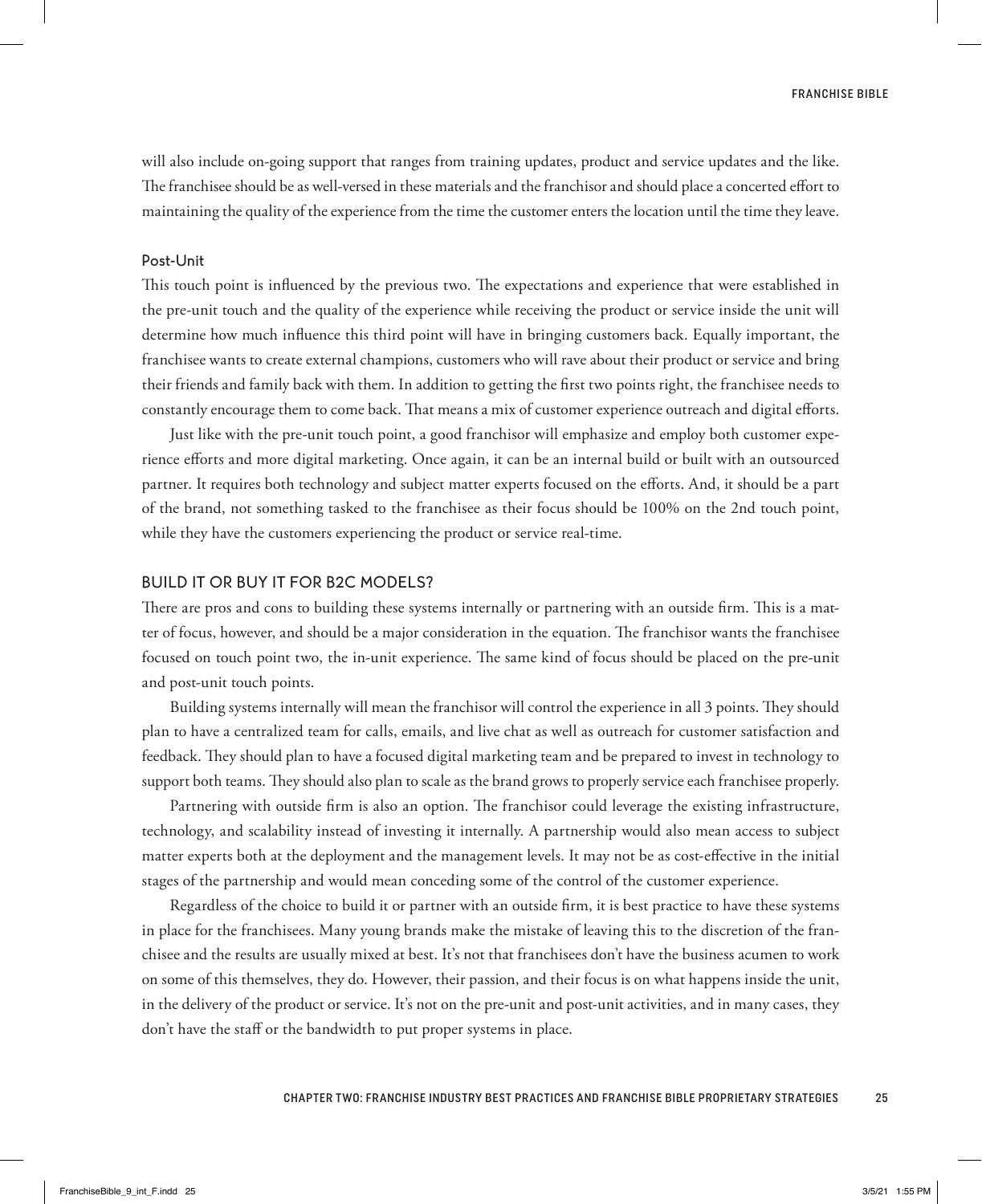will also include on-going support that ranges from training updates, product and service updates and the like. The franchisee should be as well-versed in these materials and the franchisor and should place a concerted effort to maintaining the quality of the experience from the time the customer enters the location until the time they leave.

### Post-Unit

This touch point is influenced by the previous two. The expectations and experience that were established in the pre-unit touch and the quality of the experience while receiving the product or service inside the unit will determine how much influence this third point will have in bringing customers back. Equally important, the franchisee wants to create external champions, customers who will rave about their product or service and bring their friends and family back with them. In addition to getting the first two points right, the franchisee needs to constantly encourage them to come back. That means a mix of customer experience outreach and digital efforts.

Just like with the pre-unit touch point, a good franchisor will emphasize and employ both customer experience efforts and more digital marketing. Once again, it can be an internal build or built with an outsourced partner. It requires both technology and subject matter experts focused on the efforts. And, it should be a part of the brand, not something tasked to the franchisee as their focus should be 100% on the 2nd touch point, while they have the customers experiencing the product or service real-time.

## BUILD IT OR BUY IT FOR B2C MODELS?

There are pros and cons to building these systems internally or partnering with an outside firm. This is a matter of focus, however, and should be a major consideration in the equation. The franchisor wants the franchisee focused on touch point two, the in-unit experience. The same kind of focus should be placed on the pre-unit and post-unit touch points.

Building systems internally will mean the franchisor will control the experience in all 3 points. They should plan to have a centralized team for calls, emails, and live chat as well as outreach for customer satisfaction and feedback. They should plan to have a focused digital marketing team and be prepared to invest in technology to support both teams. They should also plan to scale as the brand grows to properly service each franchisee properly.

Partnering with outside firm is also an option. The franchisor could leverage the existing infrastructure, technology, and scalability instead of investing it internally. A partnership would also mean access to subject matter experts both at the deployment and the management levels. It may not be as cost-effective in the initial stages of the partnership and would mean conceding some of the control of the customer experience.

Regardless of the choice to build it or partner with an outside firm, it is best practice to have these systems in place for the franchisees. Many young brands make the mistake of leaving this to the discretion of the franchisee and the results are usually mixed at best. It's not that franchisees don't have the business acumen to work on some of this themselves, they do. However, their passion, and their focus is on what happens inside the unit, in the delivery of the product or service. It's not on the pre-unit and post-unit activities, and in many cases, they don't have the staff or the bandwidth to put proper systems in place.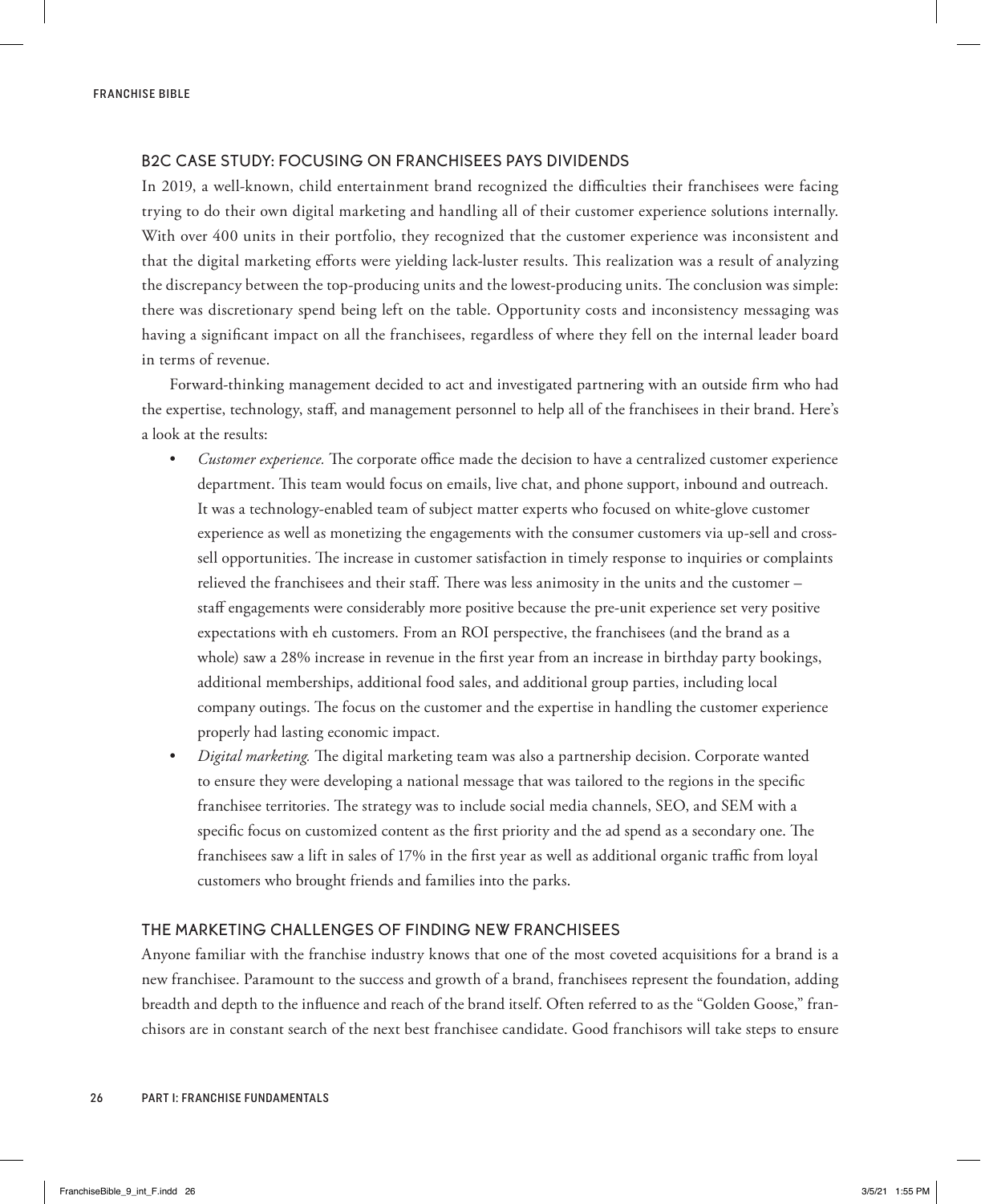## B2C CASE STUDY: FOCUSING ON FRANCHISEES PAYS DIVIDENDS

In 2019, a well-known, child entertainment brand recognized the difficulties their franchisees were facing trying to do their own digital marketing and handling all of their customer experience solutions internally. With over 400 units in their portfolio, they recognized that the customer experience was inconsistent and that the digital marketing efforts were yielding lack-luster results. This realization was a result of analyzing the discrepancy between the top-producing units and the lowest-producing units. The conclusion was simple: there was discretionary spend being left on the table. Opportunity costs and inconsistency messaging was having a significant impact on all the franchisees, regardless of where they fell on the internal leader board in terms of revenue.

Forward-thinking management decided to act and investigated partnering with an outside firm who had the expertise, technology, staff, and management personnel to help all of the franchisees in their brand. Here's a look at the results:

- *Customer experience.* The corporate office made the decision to have a centralized customer experience department. This team would focus on emails, live chat, and phone support, inbound and outreach. It was a technology-enabled team of subject matter experts who focused on white-glove customer experience as well as monetizing the engagements with the consumer customers via up-sell and cross-sell opportunities. The increase in customer satisfaction in timely response to inquiries or complaints relieved the franchisees and their staff. There was less animosity in the units and the customer – staff engagements were considerably more positive because the pre-unit experience set very positive expectations with eh customers. From an ROI perspective, the franchisees (and the brand as a whole) saw a 28% increase in revenue in the first year from an increase in birthday party bookings, additional memberships, additional food sales, and additional group parties, including local company outings. The focus on the customer and the expertise in handling the customer experience properly had lasting economic impact.
- *Digital marketing.* The digital marketing team was also a partnership decision. Corporate wanted to ensure they were developing a national message that was tailored to the regions in the specific franchisee territories. The strategy was to include social media channels, SEO, and SEM with a specific focus on customized content as the first priority and the ad spend as a secondary one. The franchisees saw a lift in sales of 17% in the first year as well as additional organic traffic from loyal customers who brought friends and families into the parks.

## THE MARKETING CHALLENGES OF FINDING NEW FRANCHISEES

Anyone familiar with the franchise industry knows that one of the most coveted acquisitions for a brand is a new franchisee. Paramount to the success and growth of a brand, franchisees represent the foundation, adding breadth and depth to the influence and reach of the brand itself. Often referred to as the "Golden Goose," franchisors are in constant search of the next best franchisee candidate. Good franchisors will take steps to ensure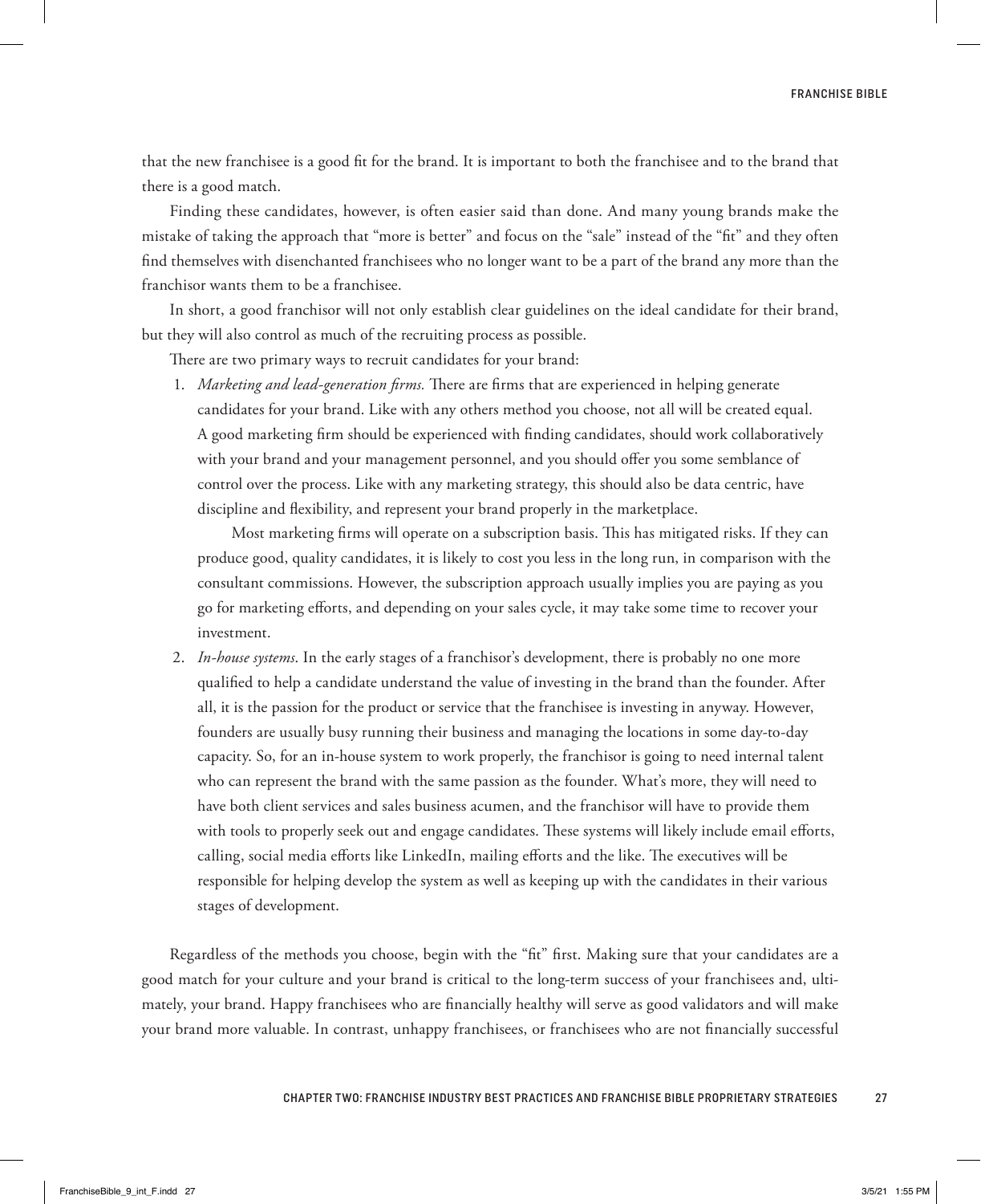that the new franchisee is a good fit for the brand. It is important to both the franchisee and to the brand that there is a good match.

Finding these candidates, however, is often easier said than done. And many young brands make the mistake of taking the approach that "more is better" and focus on the "sale" instead of the "fit" and they often find themselves with disenchanted franchisees who no longer want to be a part of the brand any more than the franchisor wants them to be a franchisee.

In short, a good franchisor will not only establish clear guidelines on the ideal candidate for their brand, but they will also control as much of the recruiting process as possible.

There are two primary ways to recruit candidates for your brand:

1. *Marketing and lead-generation firms.* There are firms that are experienced in helping generate candidates for your brand. Like with any others method you choose, not all will be created equal. A good marketing firm should be experienced with finding candidates, should work collaboratively with your brand and your management personnel, and you should offer you some semblance of control over the process. Like with any marketing strategy, this should also be data centric, have discipline and flexibility, and represent your brand properly in the marketplace.

   Most marketing firms will operate on a subscription basis. This has mitigated risks. If they can produce good, quality candidates, it is likely to cost you less in the long run, in comparison with the consultant commissions. However, the subscription approach usually implies you are paying as you go for marketing efforts, and depending on your sales cycle, it may take some time to recover your investment.

2. *In-house systems*. In the early stages of a franchisor's development, there is probably no one more qualified to help a candidate understand the value of investing in the brand than the founder. After all, it is the passion for the product or service that the franchisee is investing in anyway. However, founders are usually busy running their business and managing the locations in some day-to-day capacity. So, for an in-house system to work properly, the franchisor is going to need internal talent who can represent the brand with the same passion as the founder. What's more, they will need to have both client services and sales business acumen, and the franchisor will have to provide them with tools to properly seek out and engage candidates. These systems will likely include email efforts, calling, social media efforts like LinkedIn, mailing efforts and the like. The executives will be responsible for helping develop the system as well as keeping up with the candidates in their various stages of development.

Regardless of the methods you choose, begin with the "fit" first. Making sure that your candidates are a good match for your culture and your brand is critical to the long-term success of your franchisees and, ultimately, your brand. Happy franchisees who are financially healthy will serve as good validators and will make your brand more valuable. In contrast, unhappy franchisees, or franchisees who are not financially successful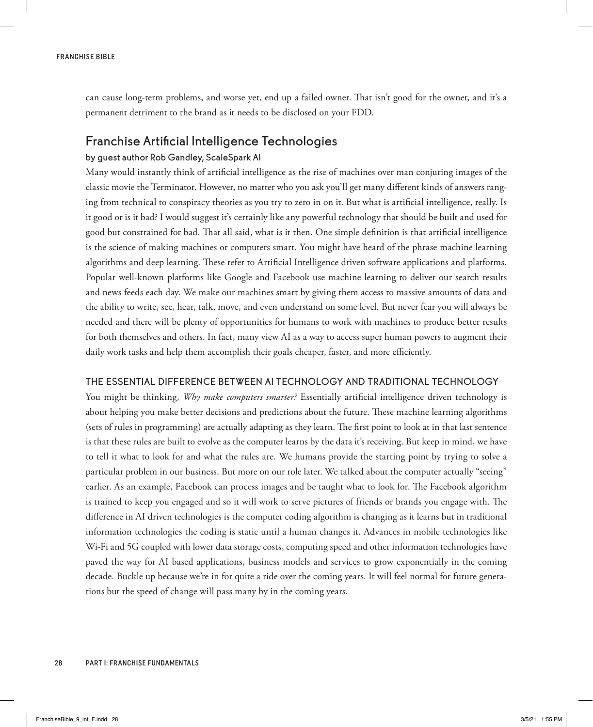can cause long-term problems, and worse yet, end up a failed owner. That isn't good for the owner, and it's a permanent detriment to the brand as it needs to be disclosed on your FDD.

## Franchise Artificial Intelligence Technologies

#### by guest author Rob Gandley, ScaleSpark AI

Many would instantly think of artificial intelligence as the rise of machines over man conjuring images of the classic movie the Terminator. However, no matter who you ask you'll get many different kinds of answers ranging from technical to conspiracy theories as you try to zero in on it. But what is artificial intelligence, really. Is it good or is it bad? I would suggest it's certainly like any powerful technology that should be built and used for good but constrained for bad. That all said, what is it then. One simple definition is that artificial intelligence is the science of making machines or computers smart. You might have heard of the phrase machine learning algorithms and deep learning. These refer to Artificial Intelligence driven software applications and platforms. Popular well-known platforms like Google and Facebook use machine learning to deliver our search results and news feeds each day. We make our machines smart by giving them access to massive amounts of data and the ability to write, see, hear, talk, move, and even understand on some level. But never fear you will always be needed and there will be plenty of opportunities for humans to work with machines to produce better results for both themselves and others. In fact, many view AI as a way to access super human powers to augment their daily work tasks and help them accomplish their goals cheaper, faster, and more efficiently.

### THE ESSENTIAL DIFFERENCE BETWEEN AI TECHNOLOGY AND TRADITIONAL TECHNOLOGY

You might be thinking, *Why make computers smarter?* Essentially artificial intelligence driven technology is about helping you make better decisions and predictions about the future. These machine learning algorithms (sets of rules in programming) are actually adapting as they learn. The first point to look at in that last sentence is that these rules are built to evolve as the computer learns by the data it's receiving. But keep in mind, we have to tell it what to look for and what the rules are. We humans provide the starting point by trying to solve a particular problem in our business. But more on our role later. We talked about the computer actually "seeing" earlier. As an example, Facebook can process images and be taught what to look for. The Facebook algorithm is trained to keep you engaged and so it will work to serve pictures of friends or brands you engage with. The difference in AI driven technologies is the computer coding algorithm is changing as it learns but in traditional information technologies the coding is static until a human changes it. Advances in mobile technologies like Wi-Fi and 5G coupled with lower data storage costs, computing speed and other information technologies have paved the way for AI based applications, business models and services to grow exponentially in the coming decade. Buckle up because we're in for quite a ride over the coming years. It will feel normal for future generations but the speed of change will pass many by in the coming years.